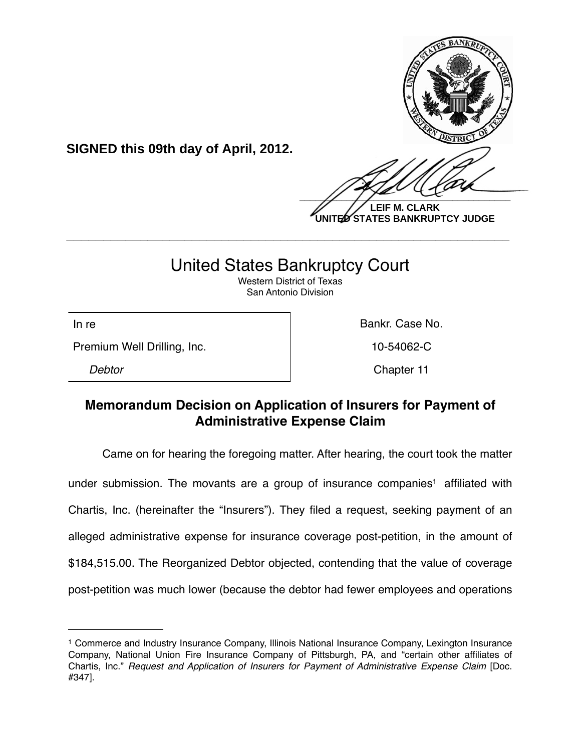**SIGNED this 09th day of April, 2012.**

**LEIF M. CLARK**
**UNITED STATES BANKRUPTCY JUDGE**

---

# United States Bankruptcy Court

Western District of Texas
San Antonio Division

| In re | Bankr. Case No. |
|---|---|
| Premium Well Drilling, Inc. | 10-54062-C |
| *Debtor* | Chapter 11 |

## Memorandum Decision on Application of Insurers for Payment of Administrative Expense Claim

Came on for hearing the foregoing matter. After hearing, the court took the matter under submission. The movants are a group of insurance companies[1] affiliated with Chartis, Inc. (hereinafter the "Insurers"). They filed a request, seeking payment of an alleged administrative expense for insurance coverage post-petition, in the amount of $184,515.00. The Reorganized Debtor objected, contending that the value of coverage post-petition was much lower (because the debtor had fewer employees and operations

---

[1] Commerce and Industry Insurance Company, Illinois National Insurance Company, Lexington Insurance Company, National Union Fire Insurance Company of Pittsburgh, PA, and "certain other affiliates of Chartis, Inc." *Request and Application of Insurers for Payment of Administrative Expense Claim* [Doc. #347].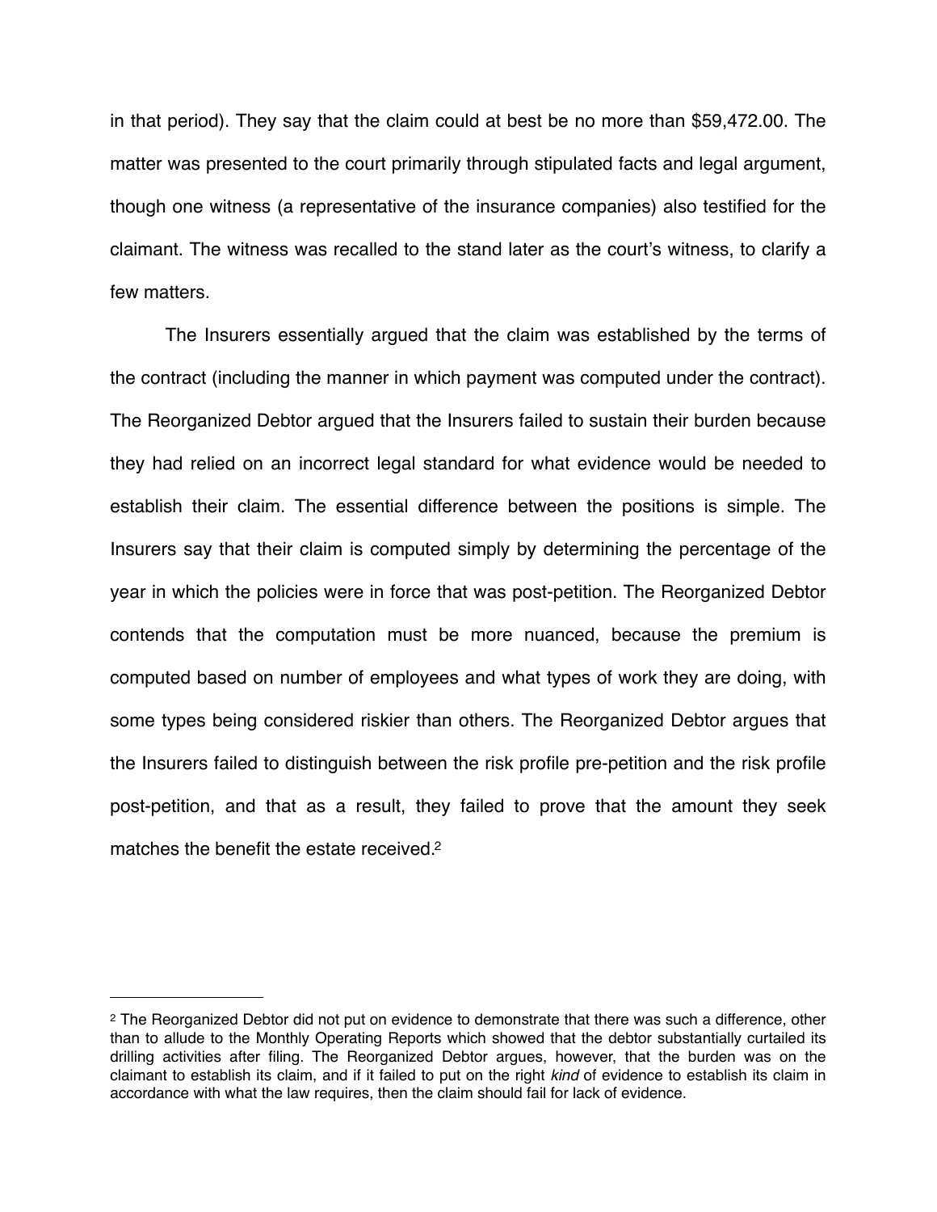in that period). They say that the claim could at best be no more than $59,472.00. The matter was presented to the court primarily through stipulated facts and legal argument, though one witness (a representative of the insurance companies) also testified for the claimant. The witness was recalled to the stand later as the court's witness, to clarify a few matters.

The Insurers essentially argued that the claim was established by the terms of the contract (including the manner in which payment was computed under the contract). The Reorganized Debtor argued that the Insurers failed to sustain their burden because they had relied on an incorrect legal standard for what evidence would be needed to establish their claim. The essential difference between the positions is simple. The Insurers say that their claim is computed simply by determining the percentage of the year in which the policies were in force that was post-petition. The Reorganized Debtor contends that the computation must be more nuanced, because the premium is computed based on number of employees and what types of work they are doing, with some types being considered riskier than others. The Reorganized Debtor argues that the Insurers failed to distinguish between the risk profile pre-petition and the risk profile post-petition, and that as a result, they failed to prove that the amount they seek matches the benefit the estate received.[2]

---

[2] The Reorganized Debtor did not put on evidence to demonstrate that there was such a difference, other than to allude to the Monthly Operating Reports which showed that the debtor substantially curtailed its drilling activities after filing. The Reorganized Debtor argues, however, that the burden was on the claimant to establish its claim, and if it failed to put on the right *kind* of evidence to establish its claim in accordance with what the law requires, then the claim should fail for lack of evidence.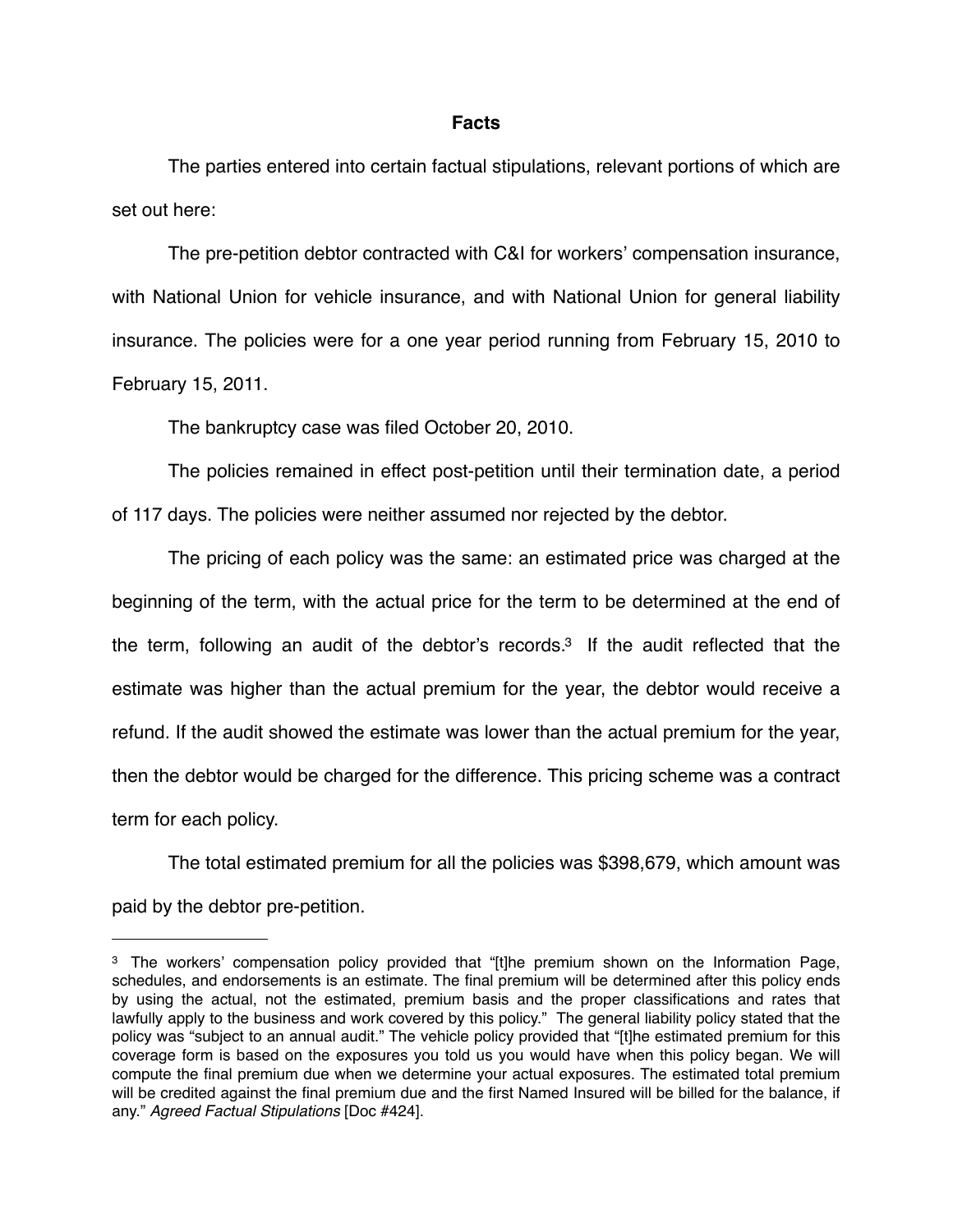## Facts

The parties entered into certain factual stipulations, relevant portions of which are set out here:

The pre-petition debtor contracted with C&I for workers' compensation insurance, with National Union for vehicle insurance, and with National Union for general liability insurance. The policies were for a one year period running from February 15, 2010 to February 15, 2011.

The bankruptcy case was filed October 20, 2010.

The policies remained in effect post-petition until their termination date, a period of 117 days. The policies were neither assumed nor rejected by the debtor.

The pricing of each policy was the same: an estimated price was charged at the beginning of the term, with the actual price for the term to be determined at the end of the term, following an audit of the debtor's records.[3] If the audit reflected that the estimate was higher than the actual premium for the year, the debtor would receive a refund. If the audit showed the estimate was lower than the actual premium for the year, then the debtor would be charged for the difference. This pricing scheme was a contract term for each policy.

The total estimated premium for all the policies was $398,679, which amount was paid by the debtor pre-petition.

---

[3] The workers' compensation policy provided that "[t]he premium shown on the Information Page, schedules, and endorsements is an estimate. The final premium will be determined after this policy ends by using the actual, not the estimated, premium basis and the proper classifications and rates that lawfully apply to the business and work covered by this policy." The general liability policy stated that the policy was "subject to an annual audit." The vehicle policy provided that "[t]he estimated premium for this coverage form is based on the exposures you told us you would have when this policy began. We will compute the final premium due when we determine your actual exposures. The estimated total premium will be credited against the final premium due and the first Named Insured will be billed for the balance, if any." *Agreed Factual Stipulations* [Doc #424].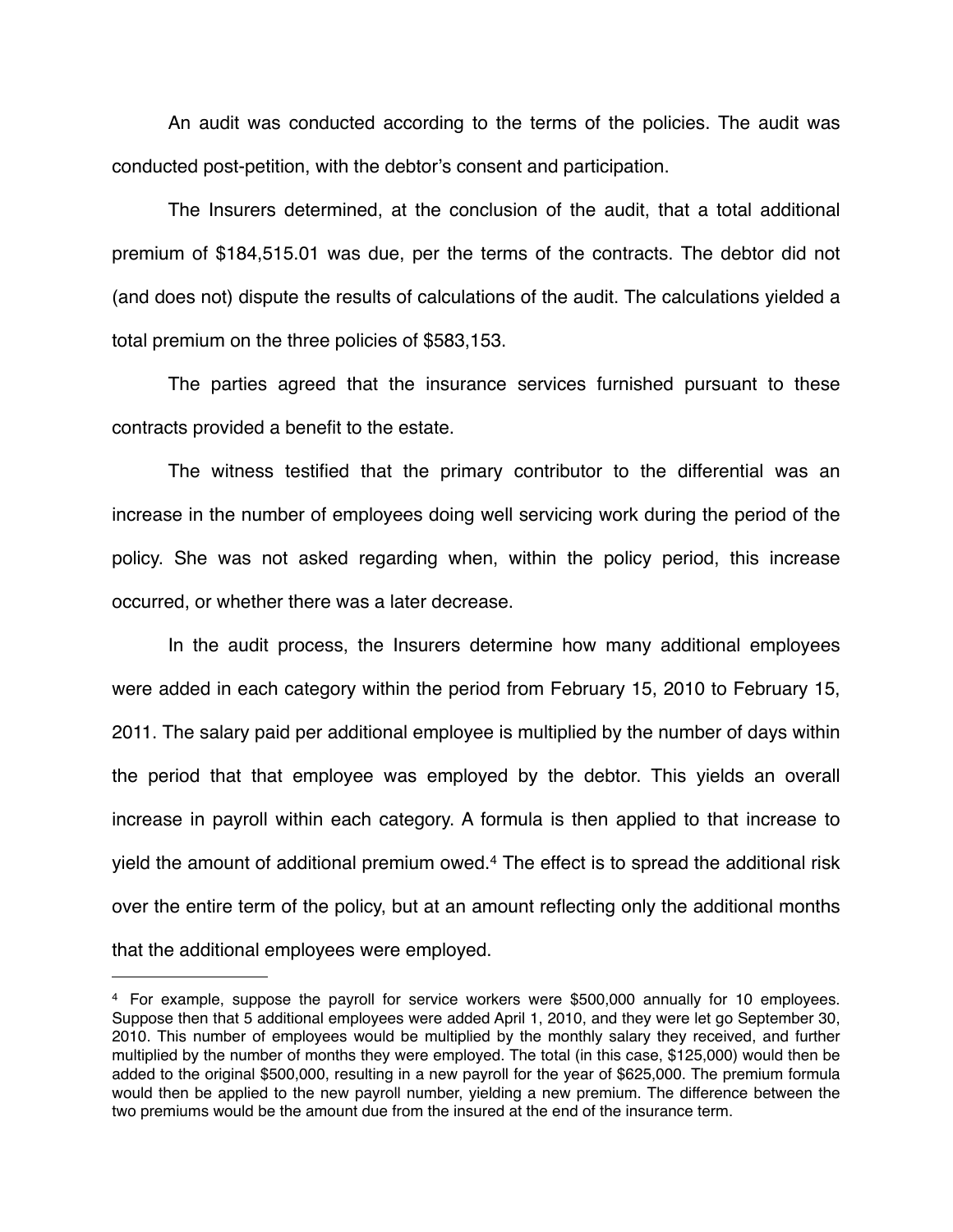An audit was conducted according to the terms of the policies. The audit was conducted post-petition, with the debtor's consent and participation.

The Insurers determined, at the conclusion of the audit, that a total additional premium of $184,515.01 was due, per the terms of the contracts. The debtor did not (and does not) dispute the results of calculations of the audit. The calculations yielded a total premium on the three policies of $583,153.

The parties agreed that the insurance services furnished pursuant to these contracts provided a benefit to the estate.

The witness testified that the primary contributor to the differential was an increase in the number of employees doing well servicing work during the period of the policy. She was not asked regarding when, within the policy period, this increase occurred, or whether there was a later decrease.

In the audit process, the Insurers determine how many additional employees were added in each category within the period from February 15, 2010 to February 15, 2011. The salary paid per additional employee is multiplied by the number of days within the period that that employee was employed by the debtor. This yields an overall increase in payroll within each category. A formula is then applied to that increase to yield the amount of additional premium owed.[4] The effect is to spread the additional risk over the entire term of the policy, but at an amount reflecting only the additional months that the additional employees were employed.

---

[4] For example, suppose the payroll for service workers were $500,000 annually for 10 employees. Suppose then that 5 additional employees were added April 1, 2010, and they were let go September 30, 2010. This number of employees would be multiplied by the monthly salary they received, and further multiplied by the number of months they were employed. The total (in this case, $125,000) would then be added to the original $500,000, resulting in a new payroll for the year of $625,000. The premium formula would then be applied to the new payroll number, yielding a new premium. The difference between the two premiums would be the amount due from the insured at the end of the insurance term.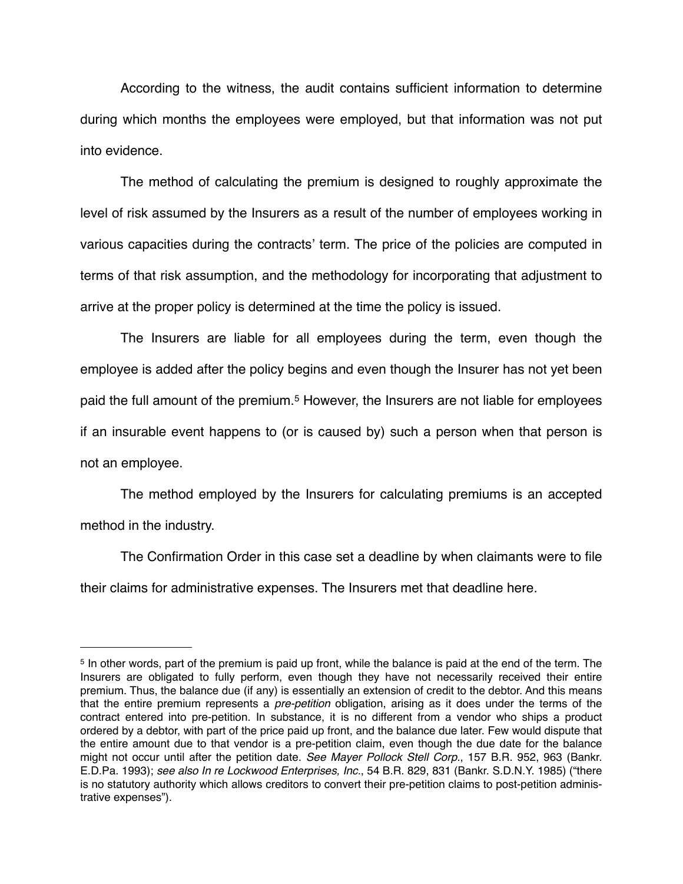According to the witness, the audit contains sufficient information to determine during which months the employees were employed, but that information was not put into evidence.

The method of calculating the premium is designed to roughly approximate the level of risk assumed by the Insurers as a result of the number of employees working in various capacities during the contracts' term. The price of the policies are computed in terms of that risk assumption, and the methodology for incorporating that adjustment to arrive at the proper policy is determined at the time the policy is issued.

The Insurers are liable for all employees during the term, even though the employee is added after the policy begins and even though the Insurer has not yet been paid the full amount of the premium.[5] However, the Insurers are not liable for employees if an insurable event happens to (or is caused by) such a person when that person is not an employee.

The method employed by the Insurers for calculating premiums is an accepted method in the industry.

The Confirmation Order in this case set a deadline by when claimants were to file their claims for administrative expenses. The Insurers met that deadline here.

---

[5] In other words, part of the premium is paid up front, while the balance is paid at the end of the term. The Insurers are obligated to fully perform, even though they have not necessarily received their entire premium. Thus, the balance due (if any) is essentially an extension of credit to the debtor. And this means that the entire premium represents a *pre-petition* obligation, arising as it does under the terms of the contract entered into pre-petition. In substance, it is no different from a vendor who ships a product ordered by a debtor, with part of the price paid up front, and the balance due later. Few would dispute that the entire amount due to that vendor is a pre-petition claim, even though the due date for the balance might not occur until after the petition date. *See Mayer Pollock Stell Corp.*, 157 B.R. 952, 963 (Bankr. E.D.Pa. 1993); *see also In re Lockwood Enterprises, Inc.*, 54 B.R. 829, 831 (Bankr. S.D.N.Y. 1985) ("there is no statutory authority which allows creditors to convert their pre-petition claims to post-petition administrative expenses").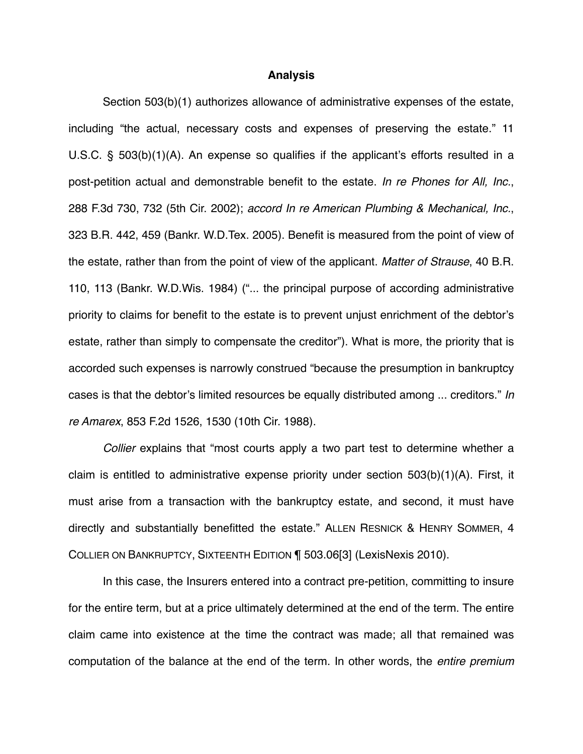## Analysis

Section 503(b)(1) authorizes allowance of administrative expenses of the estate, including "the actual, necessary costs and expenses of preserving the estate." 11 U.S.C. § 503(b)(1)(A). An expense so qualifies if the applicant's efforts resulted in a post-petition actual and demonstrable benefit to the estate. *In re Phones for All, Inc.*, 288 F.3d 730, 732 (5th Cir. 2002); *accord In re American Plumbing & Mechanical, Inc.*, 323 B.R. 442, 459 (Bankr. W.D.Tex. 2005). Benefit is measured from the point of view of the estate, rather than from the point of view of the applicant. *Matter of Strause*, 40 B.R. 110, 113 (Bankr. W.D.Wis. 1984) ("... the principal purpose of according administrative priority to claims for benefit to the estate is to prevent unjust enrichment of the debtor's estate, rather than simply to compensate the creditor"). What is more, the priority that is accorded such expenses is narrowly construed "because the presumption in bankruptcy cases is that the debtor's limited resources be equally distributed among ... creditors." *In re Amarex*, 853 F.2d 1526, 1530 (10th Cir. 1988).

*Collier* explains that "most courts apply a two part test to determine whether a claim is entitled to administrative expense priority under section 503(b)(1)(A). First, it must arise from a transaction with the bankruptcy estate, and second, it must have directly and substantially benefitted the estate." ALLEN RESNICK & HENRY SOMMER, 4 COLLIER ON BANKRUPTCY, SIXTEENTH EDITION ¶ 503.06[3] (LexisNexis 2010).

In this case, the Insurers entered into a contract pre-petition, committing to insure for the entire term, but at a price ultimately determined at the end of the term. The entire claim came into existence at the time the contract was made; all that remained was computation of the balance at the end of the term. In other words, the *entire premium*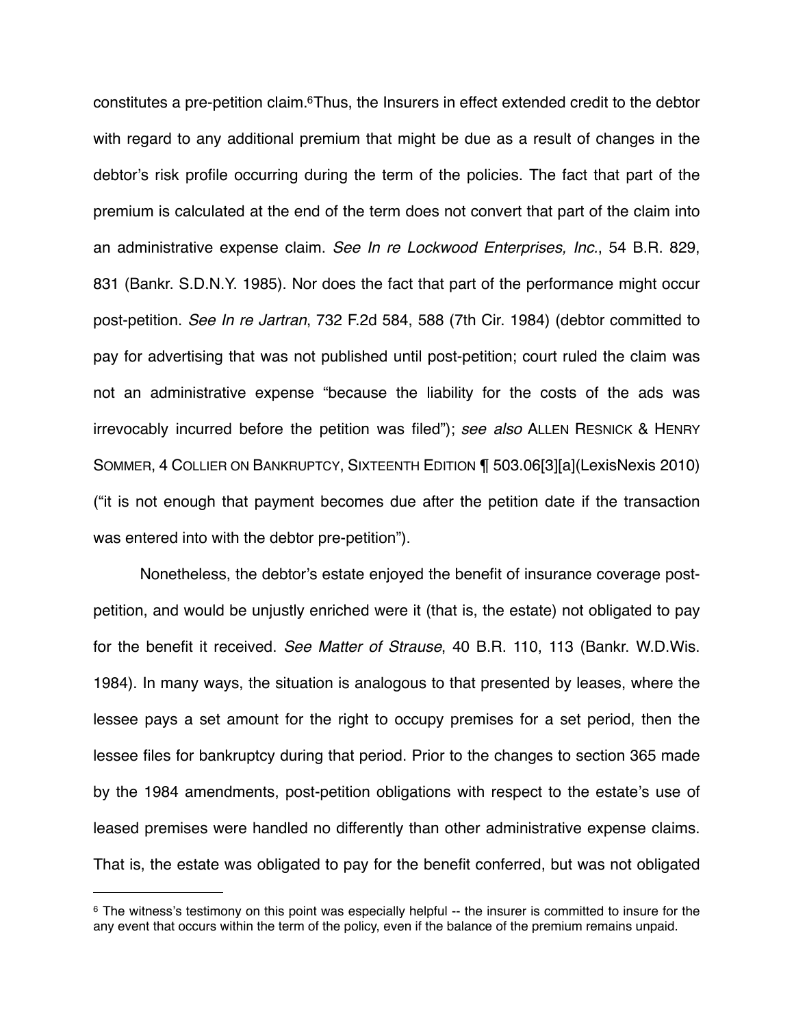constitutes a pre-petition claim.[6] Thus, the Insurers in effect extended credit to the debtor with regard to any additional premium that might be due as a result of changes in the debtor's risk profile occurring during the term of the policies. The fact that part of the premium is calculated at the end of the term does not convert that part of the claim into an administrative expense claim. *See In re Lockwood Enterprises, Inc.*, 54 B.R. 829, 831 (Bankr. S.D.N.Y. 1985). Nor does the fact that part of the performance might occur post-petition. *See In re Jartran*, 732 F.2d 584, 588 (7th Cir. 1984) (debtor committed to pay for advertising that was not published until post-petition; court ruled the claim was not an administrative expense "because the liability for the costs of the ads was irrevocably incurred before the petition was filed"); *see also* Allen Resnick & Henry Sommer, 4 Collier on Bankruptcy, Sixteenth Edition ¶ 503.06[3][a](LexisNexis 2010) ("it is not enough that payment becomes due after the petition date if the transaction was entered into with the debtor pre-petition").

Nonetheless, the debtor's estate enjoyed the benefit of insurance coverage post-petition, and would be unjustly enriched were it (that is, the estate) not obligated to pay for the benefit it received. *See Matter of Strause*, 40 B.R. 110, 113 (Bankr. W.D.Wis. 1984). In many ways, the situation is analogous to that presented by leases, where the lessee pays a set amount for the right to occupy premises for a set period, then the lessee files for bankruptcy during that period. Prior to the changes to section 365 made by the 1984 amendments, post-petition obligations with respect to the estate's use of leased premises were handled no differently than other administrative expense claims. That is, the estate was obligated to pay for the benefit conferred, but was not obligated

[6] The witness's testimony on this point was especially helpful -- the insurer is committed to insure for the any event that occurs within the term of the policy, even if the balance of the premium remains unpaid.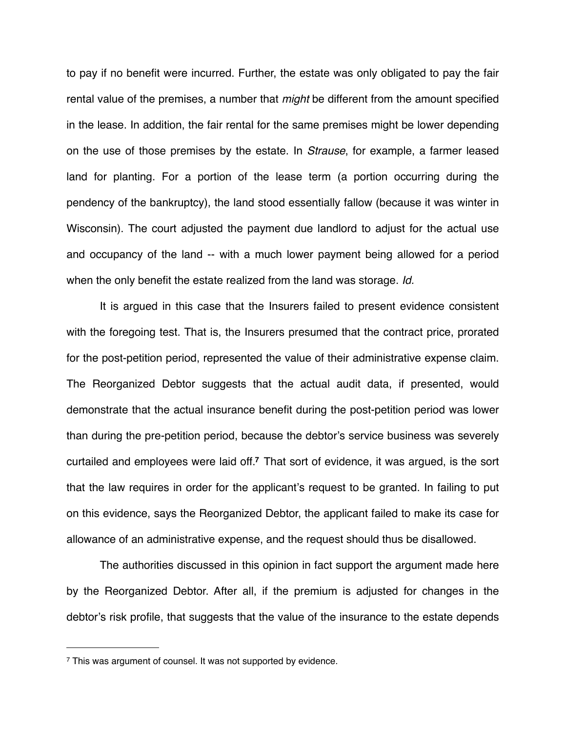to pay if no benefit were incurred. Further, the estate was only obligated to pay the fair rental value of the premises, a number that *might* be different from the amount specified in the lease. In addition, the fair rental for the same premises might be lower depending on the use of those premises by the estate. In *Strause*, for example, a farmer leased land for planting. For a portion of the lease term (a portion occurring during the pendency of the bankruptcy), the land stood essentially fallow (because it was winter in Wisconsin). The court adjusted the payment due landlord to adjust for the actual use and occupancy of the land -- with a much lower payment being allowed for a period when the only benefit the estate realized from the land was storage. *Id.*

It is argued in this case that the Insurers failed to present evidence consistent with the foregoing test. That is, the Insurers presumed that the contract price, prorated for the post-petition period, represented the value of their administrative expense claim. The Reorganized Debtor suggests that the actual audit data, if presented, would demonstrate that the actual insurance benefit during the post-petition period was lower than during the pre-petition period, because the debtor's service business was severely curtailed and employees were laid off.[7] That sort of evidence, it was argued, is the sort that the law requires in order for the applicant's request to be granted. In failing to put on this evidence, says the Reorganized Debtor, the applicant failed to make its case for allowance of an administrative expense, and the request should thus be disallowed.

The authorities discussed in this opinion in fact support the argument made here by the Reorganized Debtor. After all, if the premium is adjusted for changes in the debtor's risk profile, that suggests that the value of the insurance to the estate depends

---

[7] This was argument of counsel. It was not supported by evidence.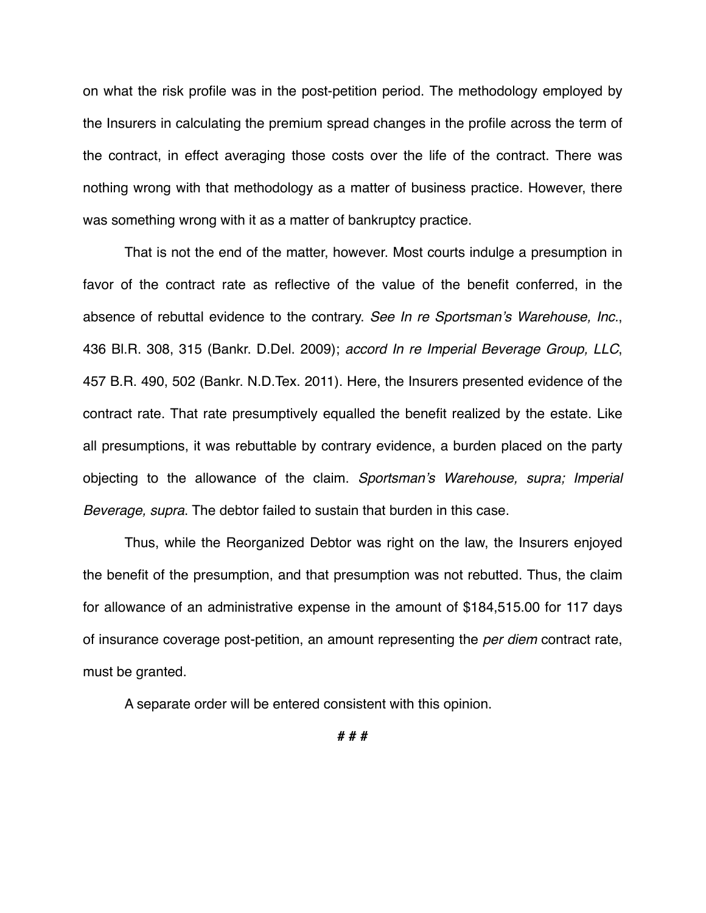on what the risk profile was in the post-petition period. The methodology employed by the Insurers in calculating the premium spread changes in the profile across the term of the contract, in effect averaging those costs over the life of the contract. There was nothing wrong with that methodology as a matter of business practice. However, there was something wrong with it as a matter of bankruptcy practice.

That is not the end of the matter, however. Most courts indulge a presumption in favor of the contract rate as reflective of the value of the benefit conferred, in the absence of rebuttal evidence to the contrary. *See In re Sportsman's Warehouse, Inc.*, 436 Bl.R. 308, 315 (Bankr. D.Del. 2009); *accord In re Imperial Beverage Group, LLC*, 457 B.R. 490, 502 (Bankr. N.D.Tex. 2011). Here, the Insurers presented evidence of the contract rate. That rate presumptively equalled the benefit realized by the estate. Like all presumptions, it was rebuttable by contrary evidence, a burden placed on the party objecting to the allowance of the claim. *Sportsman's Warehouse, supra; Imperial Beverage, supra*. The debtor failed to sustain that burden in this case.

Thus, while the Reorganized Debtor was right on the law, the Insurers enjoyed the benefit of the presumption, and that presumption was not rebutted. Thus, the claim for allowance of an administrative expense in the amount of $184,515.00 for 117 days of insurance coverage post-petition, an amount representing the *per diem* contract rate, must be granted.

A separate order will be entered consistent with this opinion.

# # #